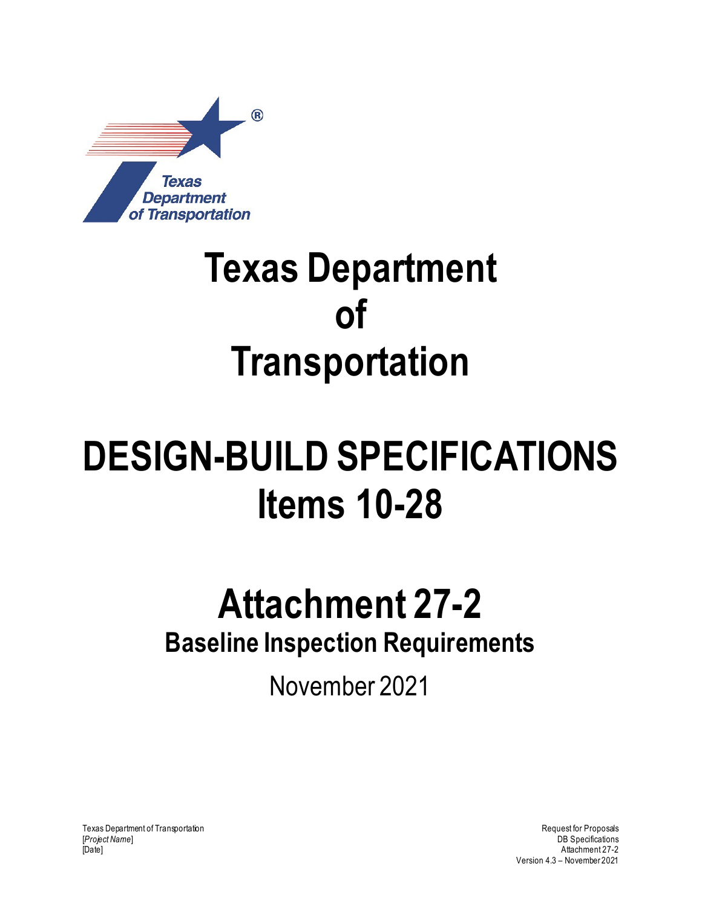# Texas Department of Transportation

# DESIGN-BUILD SPECIFICATIONS Items 10-28

# Attachment 27-2

## Baseline Inspection Requirements

November 2021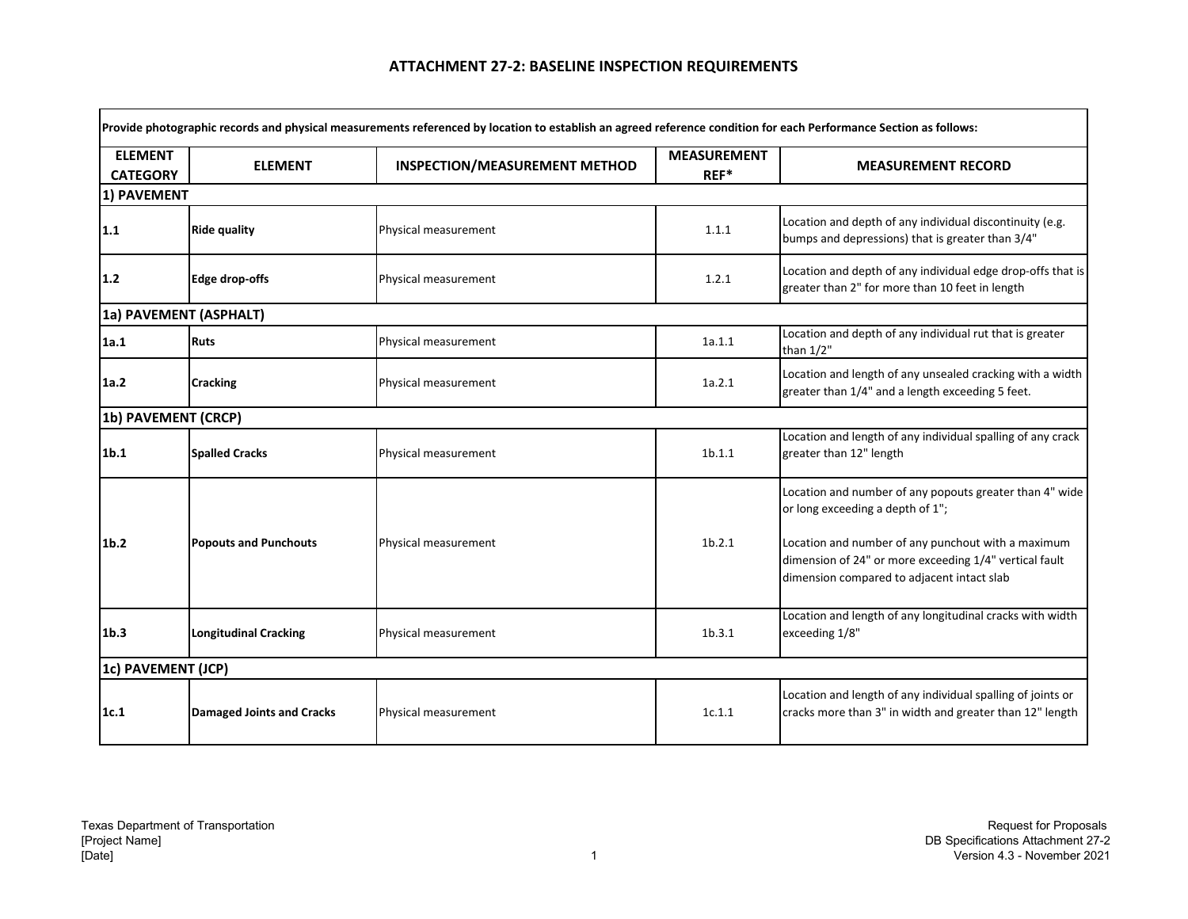# ATTACHMENT 27-2: BASELINE INSPECTION REQUIREMENTS

| Provide photographic records and physical measurements referenced by location to establish an agreed reference condition for each Performance Section as follows: | | | | |
|---|---|---|---|---|
| **ELEMENT CATEGORY** | **ELEMENT** | **INSPECTION/MEASUREMENT METHOD** | **MEASUREMENT REF*** | **MEASUREMENT RECORD** |
| **1) PAVEMENT** | | | | |
| **1.1** | **Ride quality** | Physical measurement | 1.1.1 | Location and depth of any individual discontinuity (e.g. bumps and depressions) that is greater than 3/4" |
| **1.2** | **Edge drop-offs** | Physical measurement | 1.2.1 | Location and depth of any individual edge drop-offs that is greater than 2" for more than 10 feet in length |
| **1a) PAVEMENT (ASPHALT)** | | | | |
| **1a.1** | **Ruts** | Physical measurement | 1a.1.1 | Location and depth of any individual rut that is greater than 1/2" |
| **1a.2** | **Cracking** | Physical measurement | 1a.2.1 | Location and length of any unsealed cracking with a width greater than 1/4" and a length exceeding 5 feet. |
| **1b) PAVEMENT (CRCP)** | | | | |
| **1b.1** | **Spalled Cracks** | Physical measurement | 1b.1.1 | Location and length of any individual spalling of any crack greater than 12" length |
| **1b.2** | **Popouts and Punchouts** | Physical measurement | 1b.2.1 | Location and number of any popouts greater than 4" wide or long exceeding a depth of 1";<br><br>Location and number of any punchout with a maximum dimension of 24" or more exceeding 1/4" vertical fault dimension compared to adjacent intact slab |
| **1b.3** | **Longitudinal Cracking** | Physical measurement | 1b.3.1 | Location and length of any longitudinal cracks with width exceeding 1/8" |
| **1c) PAVEMENT (JCP)** | | | | |
| **1c.1** | **Damaged Joints and Cracks** | Physical measurement | 1c.1.1 | Location and length of any individual spalling of joints or cracks more than 3" in width and greater than 12" length |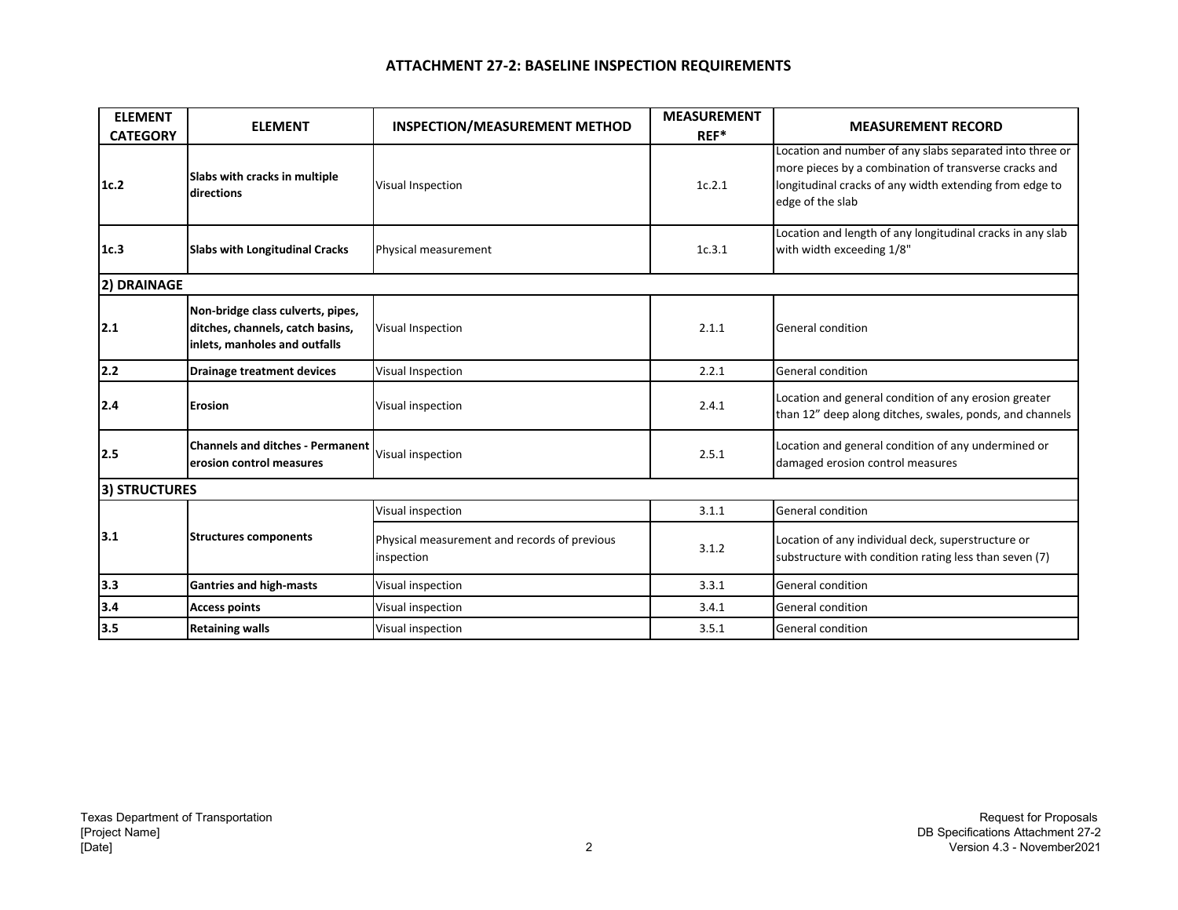## ATTACHMENT 27-2: BASELINE INSPECTION REQUIREMENTS

| ELEMENT CATEGORY | ELEMENT | INSPECTION/MEASUREMENT METHOD | MEASUREMENT REF* | MEASUREMENT RECORD |
|---|---|---|---|---|
| 1c.2 | **Slabs with cracks in multiple directions** | Visual Inspection | 1c.2.1 | Location and number of any slabs separated into three or more pieces by a combination of transverse cracks and longitudinal cracks of any width extending from edge to edge of the slab |
| 1c.3 | **Slabs with Longitudinal Cracks** | Physical measurement | 1c.3.1 | Location and length of any longitudinal cracks in any slab with width exceeding 1/8" |
| **2) DRAINAGE** | | | | |
| 2.1 | **Non-bridge class culverts, pipes, ditches, channels, catch basins, inlets, manholes and outfalls** | Visual Inspection | 2.1.1 | General condition |
| 2.2 | **Drainage treatment devices** | Visual Inspection | 2.2.1 | General condition |
| 2.4 | **Erosion** | Visual inspection | 2.4.1 | Location and general condition of any erosion greater than 12" deep along ditches, swales, ponds, and channels |
| 2.5 | **Channels and ditches - Permanent erosion control measures** | Visual inspection | 2.5.1 | Location and general condition of any undermined or damaged erosion control measures |
| **3) STRUCTURES** | | | | |
| 3.1 | **Structures components** | Visual inspection | 3.1.1 | General condition |
| | | Physical measurement and records of previous inspection | 3.1.2 | Location of any individual deck, superstructure or substructure with condition rating less than seven (7) |
| 3.3 | **Gantries and high-masts** | Visual inspection | 3.3.1 | General condition |
| 3.4 | **Access points** | Visual inspection | 3.4.1 | General condition |
| 3.5 | **Retaining walls** | Visual inspection | 3.5.1 | General condition |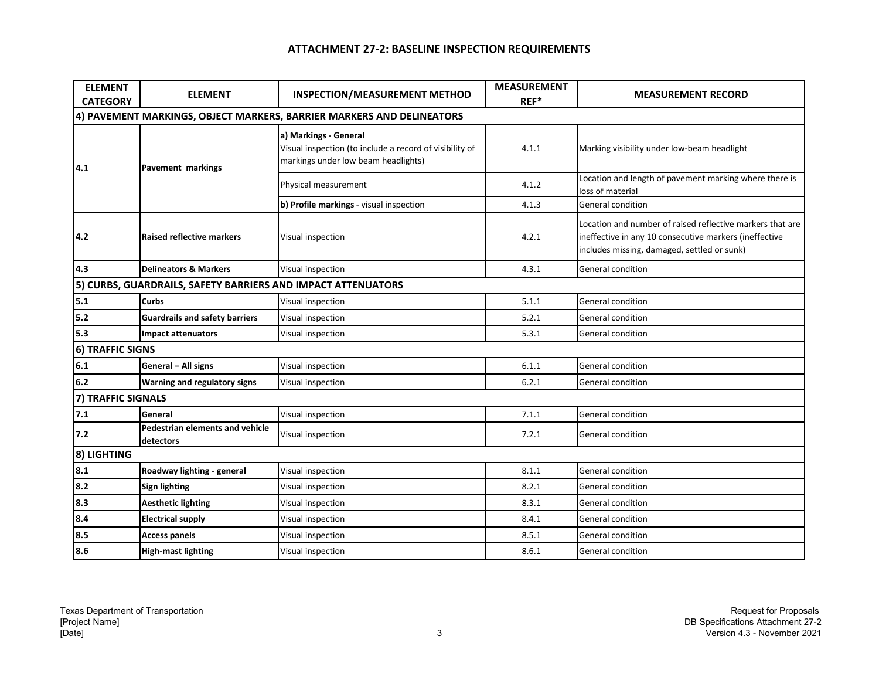# ATTACHMENT 27-2: BASELINE INSPECTION REQUIREMENTS

| ELEMENT CATEGORY | ELEMENT | INSPECTION/MEASUREMENT METHOD | MEASUREMENT REF* | MEASUREMENT RECORD |
|---|---|---|---|---|
| **4) PAVEMENT MARKINGS, OBJECT MARKERS, BARRIER MARKERS AND DELINEATORS** | | | | |
| **4.1** | **Pavement markings** | **a) Markings - General** Visual inspection (to include a record of visibility of markings under low beam headlights) | 4.1.1 | Marking visibility under low-beam headlight |
| | | Physical measurement | 4.1.2 | Location and length of pavement marking where there is loss of material |
| | | **b) Profile markings** - visual inspection | 4.1.3 | General condition |
| **4.2** | **Raised reflective markers** | Visual inspection | 4.2.1 | Location and number of raised reflective markers that are ineffective in any 10 consecutive markers (ineffective includes missing, damaged, settled or sunk) |
| **4.3** | **Delineators & Markers** | Visual inspection | 4.3.1 | General condition |
| **5) CURBS, GUARDRAILS, SAFETY BARRIERS AND IMPACT ATTENUATORS** | | | | |
| **5.1** | **Curbs** | Visual inspection | 5.1.1 | General condition |
| **5.2** | **Guardrails and safety barriers** | Visual inspection | 5.2.1 | General condition |
| **5.3** | **Impact attenuators** | Visual inspection | 5.3.1 | General condition |
| **6) TRAFFIC SIGNS** | | | | |
| **6.1** | **General – All signs** | Visual inspection | 6.1.1 | General condition |
| **6.2** | **Warning and regulatory signs** | Visual inspection | 6.2.1 | General condition |
| **7) TRAFFIC SIGNALS** | | | | |
| **7.1** | **General** | Visual inspection | 7.1.1 | General condition |
| **7.2** | **Pedestrian elements and vehicle detectors** | Visual inspection | 7.2.1 | General condition |
| **8) LIGHTING** | | | | |
| **8.1** | **Roadway lighting - general** | Visual inspection | 8.1.1 | General condition |
| **8.2** | **Sign lighting** | Visual inspection | 8.2.1 | General condition |
| **8.3** | **Aesthetic lighting** | Visual inspection | 8.3.1 | General condition |
| **8.4** | **Electrical supply** | Visual inspection | 8.4.1 | General condition |
| **8.5** | **Access panels** | Visual inspection | 8.5.1 | General condition |
| **8.6** | **High-mast lighting** | Visual inspection | 8.6.1 | General condition |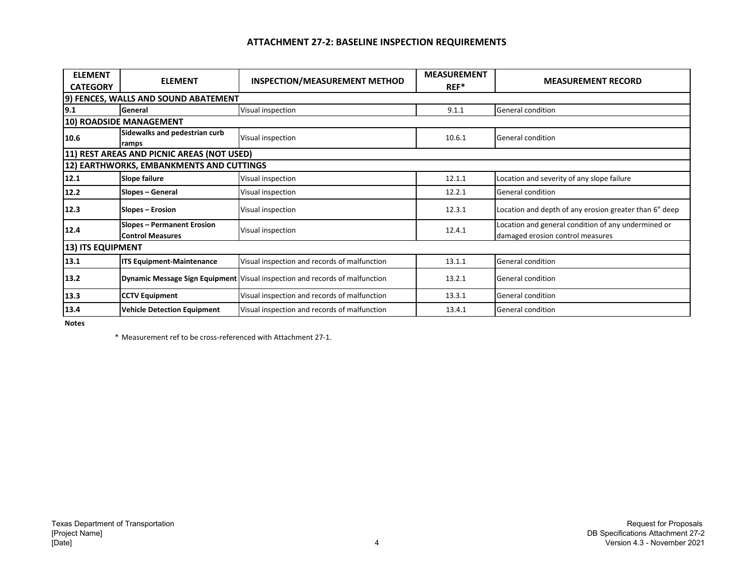## ATTACHMENT 27-2: BASELINE INSPECTION REQUIREMENTS

| ELEMENT CATEGORY | ELEMENT | INSPECTION/MEASUREMENT METHOD | MEASUREMENT REF* | MEASUREMENT RECORD |
|---|---|---|---|---|
| **9) FENCES, WALLS AND SOUND ABATEMENT** | | | | |
| **9.1** | **General** | Visual inspection | 9.1.1 | General condition |
| **10) ROADSIDE MANAGEMENT** | | | | |
| **10.6** | **Sidewalks and pedestrian curb ramps** | Visual inspection | 10.6.1 | General condition |
| **11) REST AREAS AND PICNIC AREAS (NOT USED)** | | | | |
| **12) EARTHWORKS, EMBANKMENTS AND CUTTINGS** | | | | |
| **12.1** | **Slope failure** | Visual inspection | 12.1.1 | Location and severity of any slope failure |
| **12.2** | **Slopes – General** | Visual inspection | 12.2.1 | General condition |
| **12.3** | **Slopes – Erosion** | Visual inspection | 12.3.1 | Location and depth of any erosion greater than 6" deep |
| **12.4** | **Slopes – Permanent Erosion Control Measures** | Visual inspection | 12.4.1 | Location and general condition of any undermined or damaged erosion control measures |
| **13) ITS EQUIPMENT** | | | | |
| **13.1** | **ITS Equipment-Maintenance** | Visual inspection and records of malfunction | 13.1.1 | General condition |
| **13.2** | **Dynamic Message Sign Equipment** | Visual inspection and records of malfunction | 13.2.1 | General condition |
| **13.3** | **CCTV Equipment** | Visual inspection and records of malfunction | 13.3.1 | General condition |
| **13.4** | **Vehicle Detection Equipment** | Visual inspection and records of malfunction | 13.4.1 | General condition |

**Notes**

\* Measurement ref to be cross-referenced with Attachment 27-1.